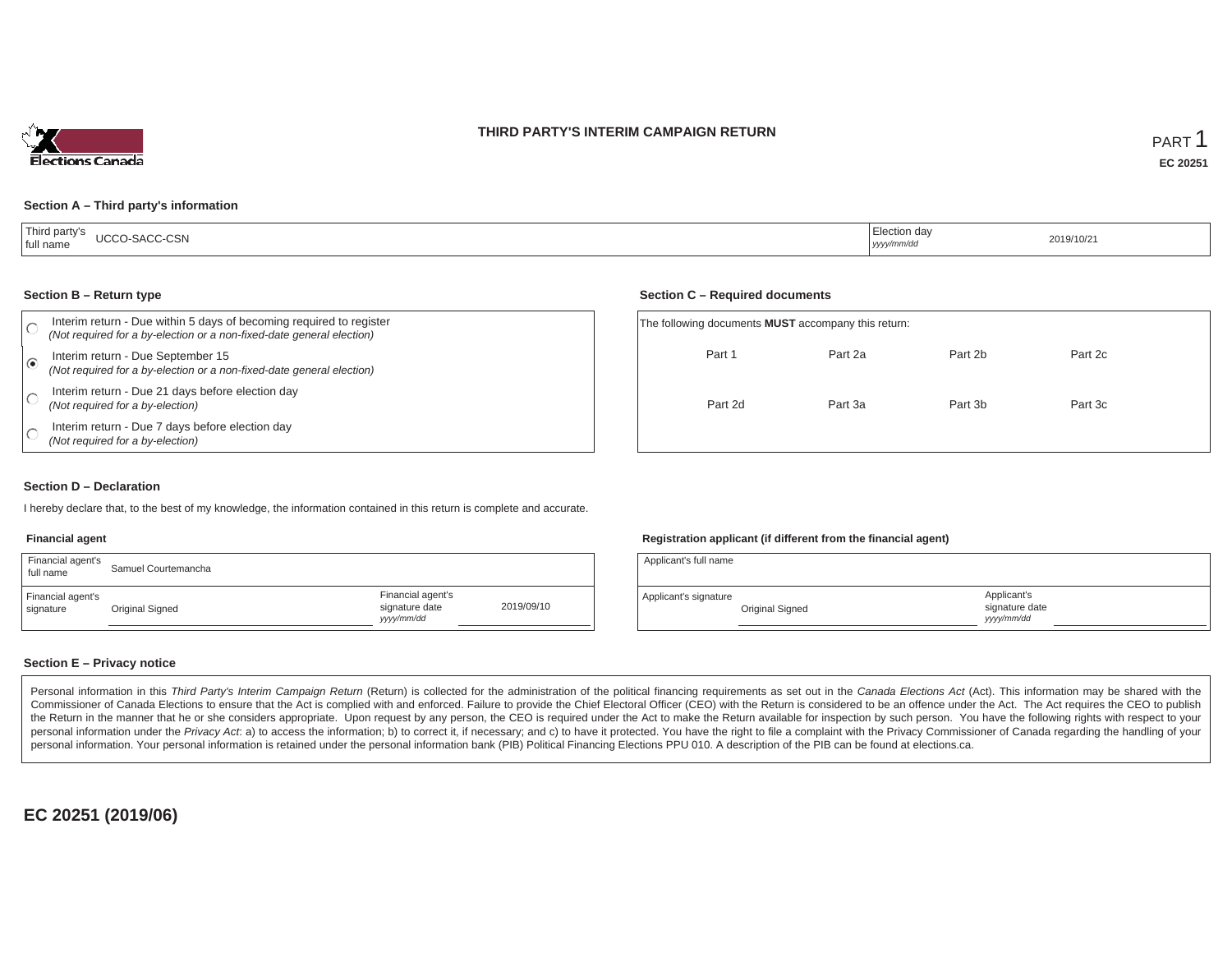# THIRD PARTY'S INTERIM CAMPAIGN RETURN

PART 1

**EC 20251**

## Section A – Third party's information

| Third party's full name | UCCO-SACC-CSN | Election day *yyyy/mm/dd* | 2019/10/21 |
|---|---|---|---|

## Section B – Return type

- ○ Interim return - Due within 5 days of becoming required to register *(Not required for a by-election or a non-fixed-date general election)*
- ◉ Interim return - Due September 15 *(Not required for a by-election or a non-fixed-date general election)*
- ○ Interim return - Due 21 days before election day *(Not required for a by-election)*
- ○ Interim return - Due 7 days before election day *(Not required for a by-election)*

## Section C – Required documents

The following documents **MUST** accompany this return:

| Part 1 | Part 2a | Part 2b | Part 2c |
|---|---|---|---|
| Part 2d | Part 3a | Part 3b | Part 3c |

## Section D – Declaration

I hereby declare that, to the best of my knowledge, the information contained in this return is complete and accurate.

### Financial agent

| Financial agent's full name | Samuel Courtemancha | | |
|---|---|---|---|
| Financial agent's signature | Original Signed | Financial agent's signature date *yyyy/mm/dd* | 2019/09/10 |

### Registration applicant (if different from the financial agent)

| Applicant's full name | | | |
|---|---|---|---|
| Applicant's signature | Original Signed | Applicant's signature date *yyyy/mm/dd* | |

## Section E – Privacy notice

Personal information in this *Third Party's Interim Campaign Return* (Return) is collected for the administration of the political financing requirements as set out in the *Canada Elections Act* (Act). This information may be shared with the Commissioner of Canada Elections to ensure that the Act is complied with and enforced. Failure to provide the Chief Electoral Officer (CEO) with the Return is considered to be an offence under the Act. The Act requires the CEO to publish the Return in the manner that he or she considers appropriate. Upon request by any person, the CEO is required under the Act to make the Return available for inspection by such person. You have the following rights with respect to your personal information under the *Privacy Act*: a) to access the information; b) to correct it, if necessary; and c) to have it protected. You have the right to file a complaint with the Privacy Commissioner of Canada regarding the handling of your personal information. Your personal information is retained under the personal information bank (PIB) Political Financing Elections PPU 010. A description of the PIB can be found at elections.ca.

**EC 20251 (2019/06)**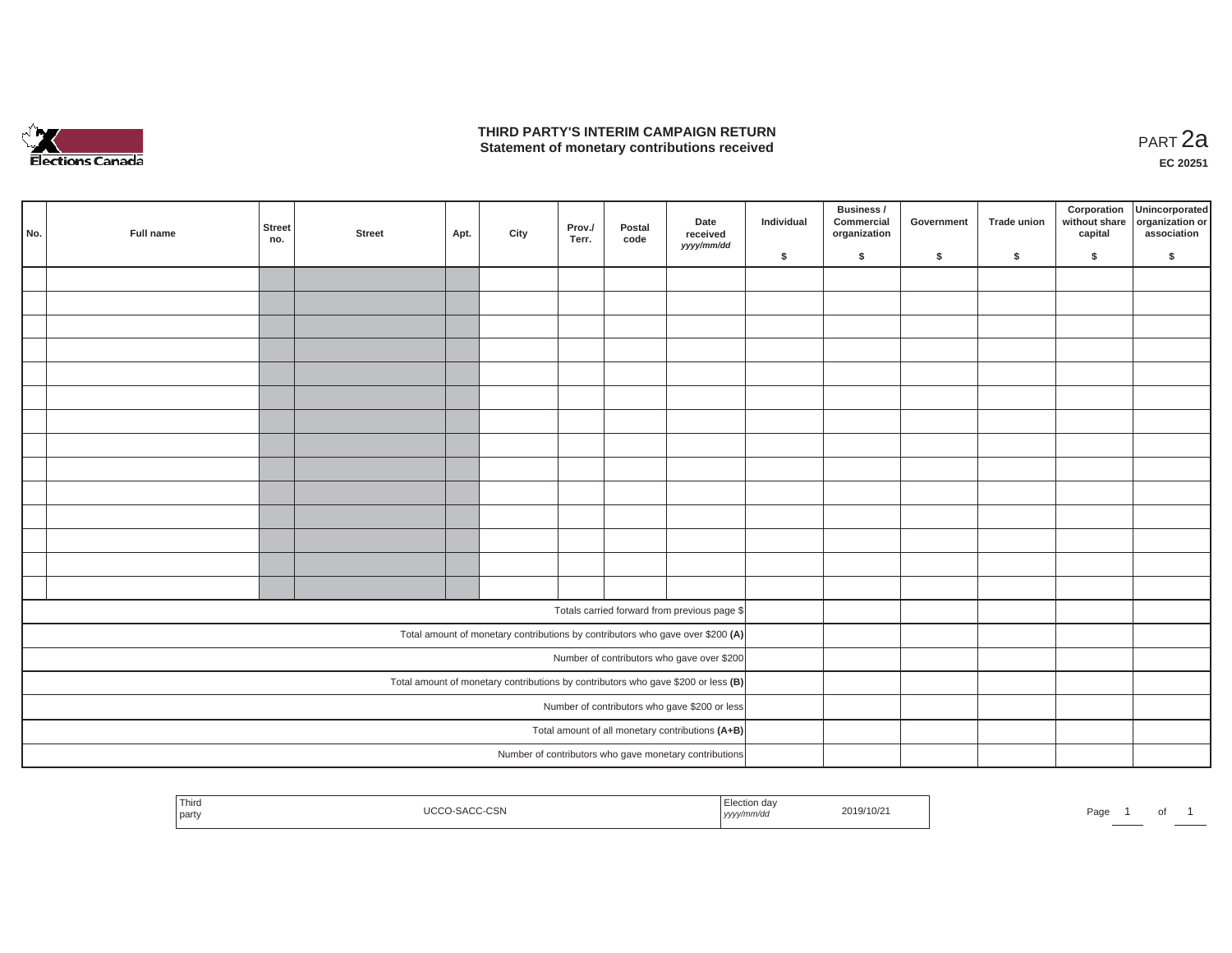# THIRD PARTY'S INTERIM CAMPAIGN RETURN
## Statement of monetary contributions received

PART 2a

EC 20251

| No. | Full name | Street no. | Street | Apt. | City | Prov./ Terr. | Postal code | Date received *yyyy/mm/dd* | Individual $ | Business / Commercial organization $ | Government $ | Trade union $ | Corporation without share capital $ | Unincorporated organization or association $ |
|---|---|---|---|---|---|---|---|---|---|---|---|---|---|---|
| | | | | | | | | | | | | | | |
| | | | | | | | | | | | | | | |
| | | | | | | | | | | | | | | |
| | | | | | | | | | | | | | | |
| | | | | | | | | | | | | | | |
| | | | | | | | | | | | | | | |
| | | | | | | | | | | | | | | |
| | | | | | | | | | | | | | | |
| | | | | | | | | | | | | | | |
| | | | | | | | | | | | | | | |
| | | | | | | | | | | | | | | |
| | | | | | | | | | | | | | | |
| | | | | | | | | | | | | | | |
| | | | | | | | | | | | | | | |
| Totals carried forward from previous page $ | | | | | | | | | | | | | | |
| Total amount of monetary contributions by contributors who gave over $200 **(A)** | | | | | | | | | | | | | | |
| Number of contributors who gave over $200 | | | | | | | | | | | | | | |
| Total amount of monetary contributions by contributors who gave $200 or less **(B)** | | | | | | | | | | | | | | |
| Number of contributors who gave $200 or less | | | | | | | | | | | | | | |
| Total amount of all monetary contributions **(A+B)** | | | | | | | | | | | | | | |
| Number of contributors who gave monetary contributions | | | | | | | | | | | | | | |

| Third party | UCCO-SACC-CSN | Election day *yyyy/mm/dd* | 2019/10/21 |
|---|---|---|---|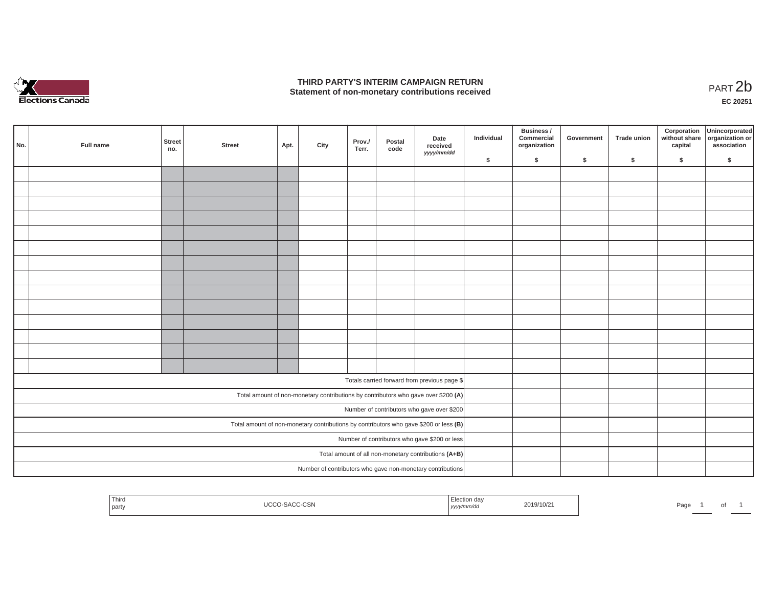# THIRD PARTY'S INTERIM CAMPAIGN RETURN
## Statement of non-monetary contributions received

PART 2b

**EC 20251**

| No. | Full name | Street no. | Street | Apt. | City | Prov./ Terr. | Postal code | Date received *yyyy/mm/dd* | Individual $ | Business / Commercial organization $ | Government $ | Trade union $ | Corporation without share capital $ | Unincorporated organization or association $ |
|---|---|---|---|---|---|---|---|---|---|---|---|---|---|---|
| | | | | | | | | | | | | | | |
| | | | | | | | | | | | | | | |
| | | | | | | | | | | | | | | |
| | | | | | | | | | | | | | | |
| | | | | | | | | | | | | | | |
| | | | | | | | | | | | | | | |
| | | | | | | | | | | | | | | |
| | | | | | | | | | | | | | | |
| | | | | | | | | | | | | | | |
| | | | | | | | | | | | | | | |
| | | | | | | | | | | | | | | |
| | | | | | | | | | | | | | | |
| | | | | | | | | | | | | | | |
| | | | | | | | | | | | | | | |
| Totals carried forward from previous page $ | | | | | | | | | | | | | | |
| Total amount of non-monetary contributions by contributors who gave over $200 **(A)** | | | | | | | | | | | | | | |
| Number of contributors who gave over $200 | | | | | | | | | | | | | | |
| Total amount of non-monetary contributions by contributors who gave $200 or less **(B)** | | | | | | | | | | | | | | |
| Number of contributors who gave $200 or less | | | | | | | | | | | | | | |
| Total amount of all non-monetary contributions **(A+B)** | | | | | | | | | | | | | | |
| Number of contributors who gave non-monetary contributions | | | | | | | | | | | | | | |

| Third party | UCCO-SACC-CSN | Election day *yyyy/mm/dd* | 2019/10/21 |
|---|---|---|---|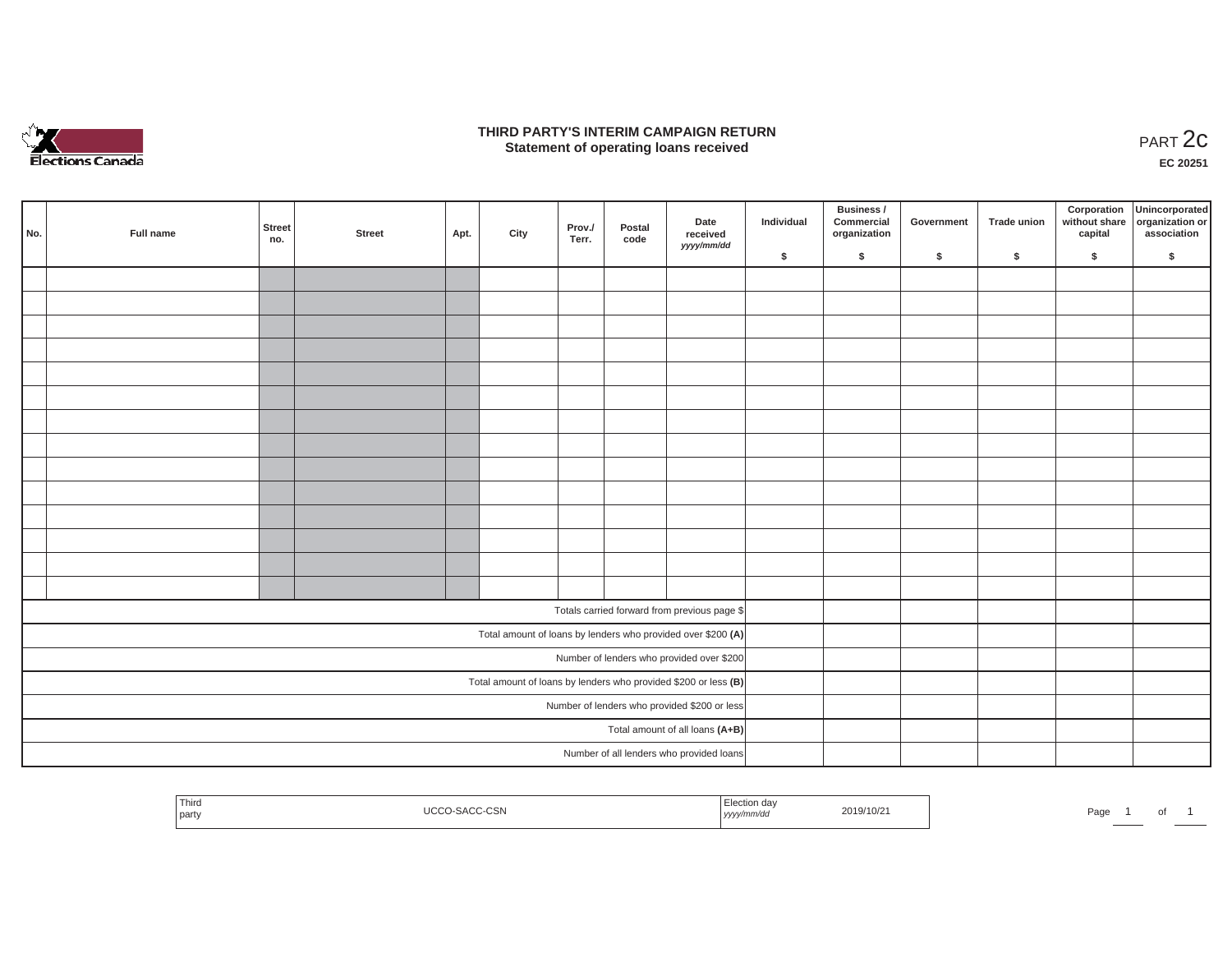# THIRD PARTY'S INTERIM CAMPAIGN RETURN
## Statement of operating loans received

PART 2c

EC 20251

| No. | Full name | Street no. | Street | Apt. | City | Prov./ Terr. | Postal code | Date received *yyyy/mm/dd* | Individual $ | Business / Commercial organization $ | Government $ | Trade union $ | Corporation without share capital $ | Unincorporated organization or association $ |
|---|---|---|---|---|---|---|---|---|---|---|---|---|---|---|
| | | | | | | | | | | | | | | |
| | | | | | | | | | | | | | | |
| | | | | | | | | | | | | | | |
| | | | | | | | | | | | | | | |
| | | | | | | | | | | | | | | |
| | | | | | | | | | | | | | | |
| | | | | | | | | | | | | | | |
| | | | | | | | | | | | | | | |
| | | | | | | | | | | | | | | |
| | | | | | | | | | | | | | | |
| | | | | | | | | | | | | | | |
| | | | | | | | | | | | | | | |
| | | | | | | | | | | | | | | |
| | | | | | | | | | | | | | | |
| Totals carried forward from previous page $ | | | | | | | | | | | | | | |
| Total amount of loans by lenders who provided over $200 **(A)** | | | | | | | | | | | | | | |
| Number of lenders who provided over $200 | | | | | | | | | | | | | | |
| Total amount of loans by lenders who provided $200 or less **(B)** | | | | | | | | | | | | | | |
| Number of lenders who provided $200 or less | | | | | | | | | | | | | | |
| Total amount of all loans **(A+B)** | | | | | | | | | | | | | | |
| Number of all lenders who provided loans | | | | | | | | | | | | | | |

| Third party | UCCO-SACC-CSN | Election day *yyyy/mm/dd* | 2019/10/21 |
|---|---|---|---|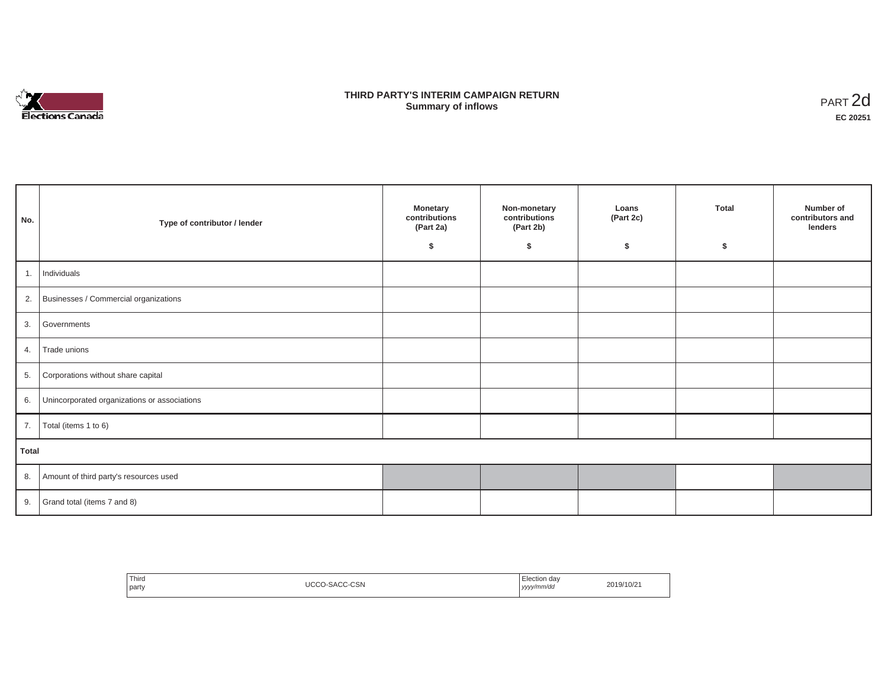# THIRD PARTY'S INTERIM CAMPAIGN RETURN
## Summary of inflows

PART 2d

**EC 20251**

| No. | Type of contributor / lender | Monetary contributions (Part 2a) $ | Non-monetary contributions (Part 2b) $ | Loans (Part 2c) $ | Total $ | Number of contributors and lenders |
|---|---|---|---|---|---|---|
| 1. | Individuals | | | | | |
| 2. | Businesses / Commercial organizations | | | | | |
| 3. | Governments | | | | | |
| 4. | Trade unions | | | | | |
| 5. | Corporations without share capital | | | | | |
| 6. | Unincorporated organizations or associations | | | | | |
| 7. | Total (items 1 to 6) | | | | | |
| **Total** | | | | | | |
| 8. | Amount of third party's resources used | | | | | |
| 9. | Grand total (items 7 and 8) | | | | | |

| Third party | UCCO-SACC-CSN | Election day *yyyy/mm/dd* | 2019/10/21 |
|---|---|---|---|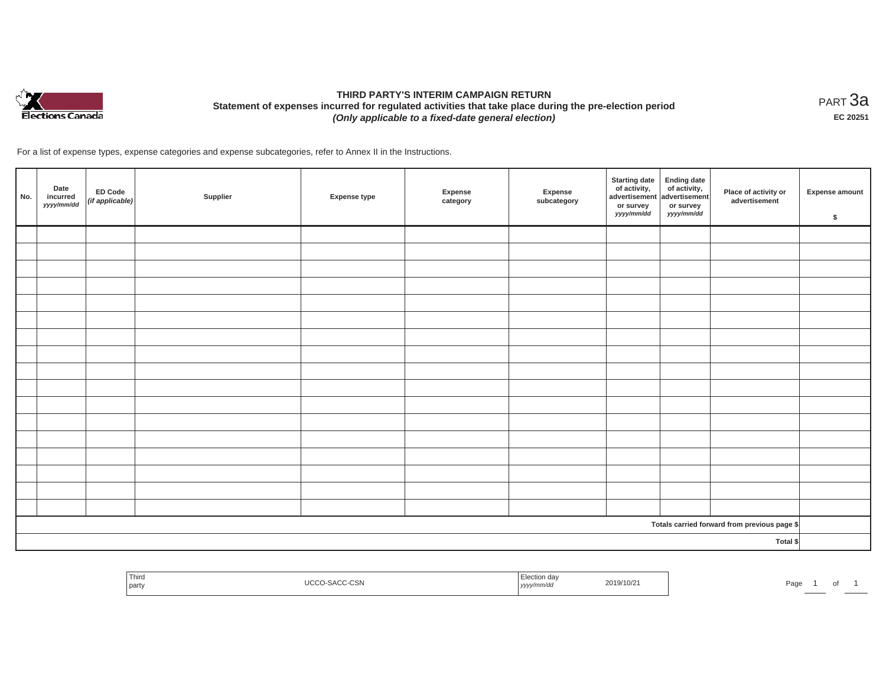# THIRD PARTY'S INTERIM CAMPAIGN RETURN

## Statement of expenses incurred for regulated activities that take place during the pre-election period

***(Only applicable to a fixed-date general election)***

PART 3a

**EC 20251**

For a list of expense types, expense categories and expense subcategories, refer to Annex II in the Instructions.

| No. | Date incurred *yyyy/mm/dd* | ED Code *(if applicable)* | Supplier | Expense type | Expense category | Expense subcategory | Starting date of activity, advertisement or survey *yyyy/mm/dd* | Ending date of activity, advertisement or survey *yyyy/mm/dd* | Place of activity or advertisement | Expense amount $ |
|---|---|---|---|---|---|---|---|---|---|---|
| | | | | | | | | | | |
| | | | | | | | | | | |
| | | | | | | | | | | |
| | | | | | | | | | | |
| | | | | | | | | | | |
| | | | | | | | | | | |
| | | | | | | | | | | |
| | | | | | | | | | | |
| | | | | | | | | | | |
| | | | | | | | | | | |
| | | | | | | | | | | |
| | | | | | | | | | | |
| | | | | | | | | | | |
| | | | | | | | | | | |
| | | | | | | | | | | |
| | | | | | | | | | | |
| | | | | | | | | | | |
| | | | | | | | | | Totals carried forward from previous page $ | |
| | | | | | | | | | Total $ | |

| Third party | UCCO-SACC-CSN | Election day *yyyy/mm/dd* | 2019/10/21 |
|---|---|---|---|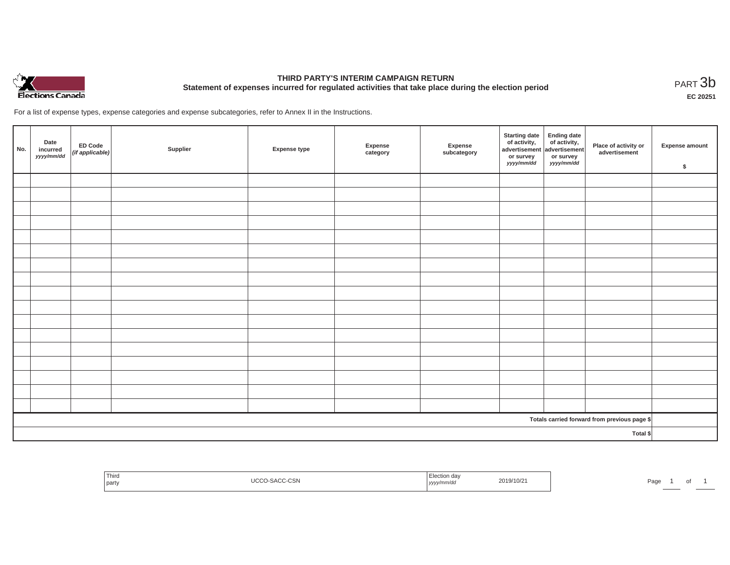# THIRD PARTY'S INTERIM CAMPAIGN RETURN

## Statement of expenses incurred for regulated activities that take place during the election period

PART 3b

**EC 20251**

For a list of expense types, expense categories and expense subcategories, refer to Annex II in the Instructions.

| No. | Date incurred *yyyy/mm/dd* | ED Code *(if applicable)* | Supplier | Expense type | Expense category | Expense subcategory | Starting date of activity, advertisement or survey *yyyy/mm/dd* | Ending date of activity, advertisement or survey *yyyy/mm/dd* | Place of activity or advertisement | Expense amount $ |
|---|---|---|---|---|---|---|---|---|---|---|
| | | | | | | | | | | |
| | | | | | | | | | | |
| | | | | | | | | | | |
| | | | | | | | | | | |
| | | | | | | | | | | |
| | | | | | | | | | | |
| | | | | | | | | | | |
| | | | | | | | | | | |
| | | | | | | | | | | |
| | | | | | | | | | | |
| | | | | | | | | | | |
| | | | | | | | | | | |
| | | | | | | | | | | |
| | | | | | | | | | | |
| | | | | | | | | | | |
| | | | | | | | | | | |
| | | | | | | | | | | |
| Totals carried forward from previous page $ | | | | | | | | | | |
| Total $ | | | | | | | | | | |

| Third party | UCCO-SACC-CSN | Election day *yyyy/mm/dd* | 2019/10/21 |
|---|---|---|---|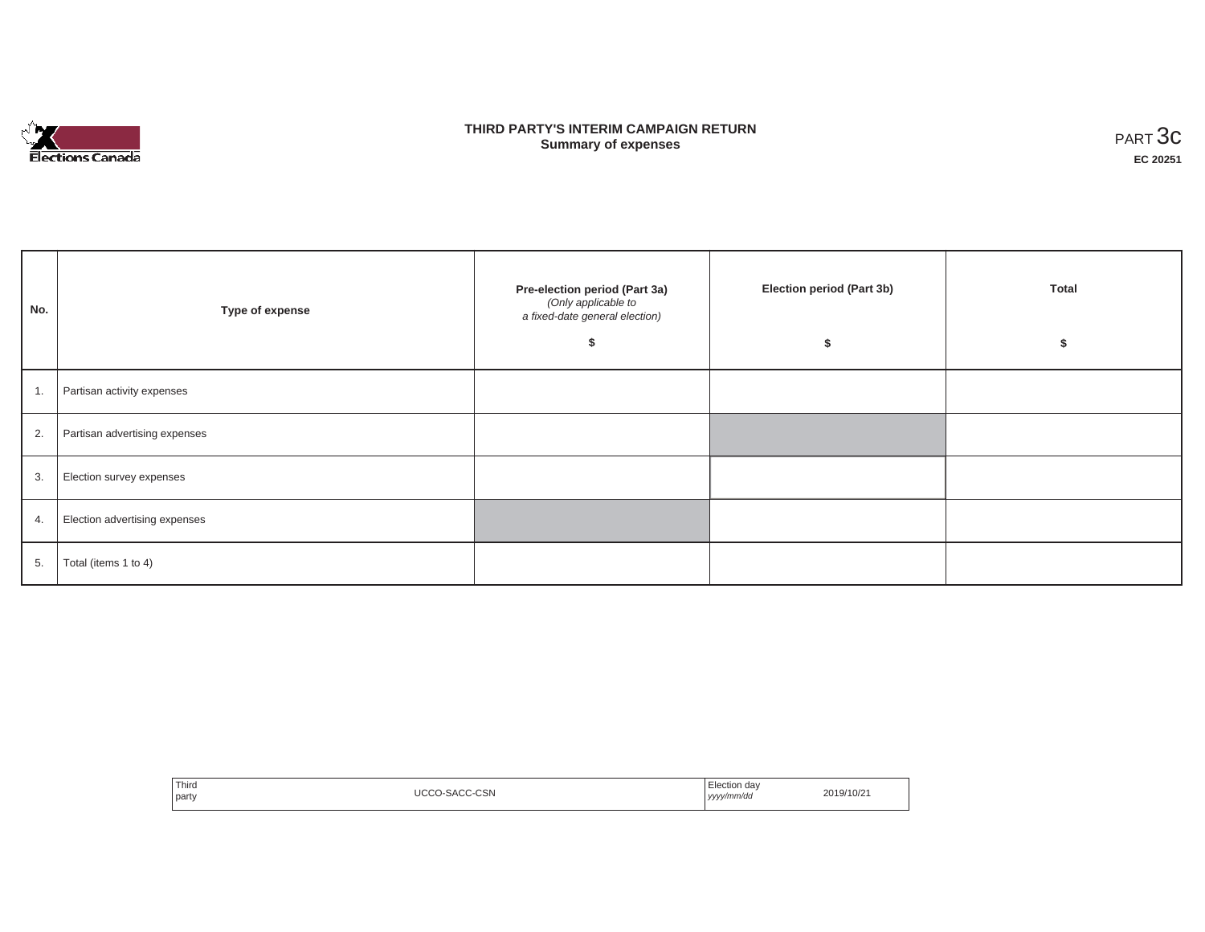# THIRD PARTY'S INTERIM CAMPAIGN RETURN
## Summary of expenses

PART 3c
**EC 20251**

| No. | Type of expense | Pre-election period (Part 3a) *(Only applicable to a fixed-date general election)* $ | Election period (Part 3b) $ | Total $ |
|---|---|---|---|---|
| 1. | Partisan activity expenses | | | |
| 2. | Partisan advertising expenses | | | |
| 3. | Election survey expenses | | | |
| 4. | Election advertising expenses | | | |
| 5. | Total (items 1 to 4) | | | |

| Third party | UCCO-SACC-CSN | Election day *yyyy/mm/dd* | 2019/10/21 |
|---|---|---|---|